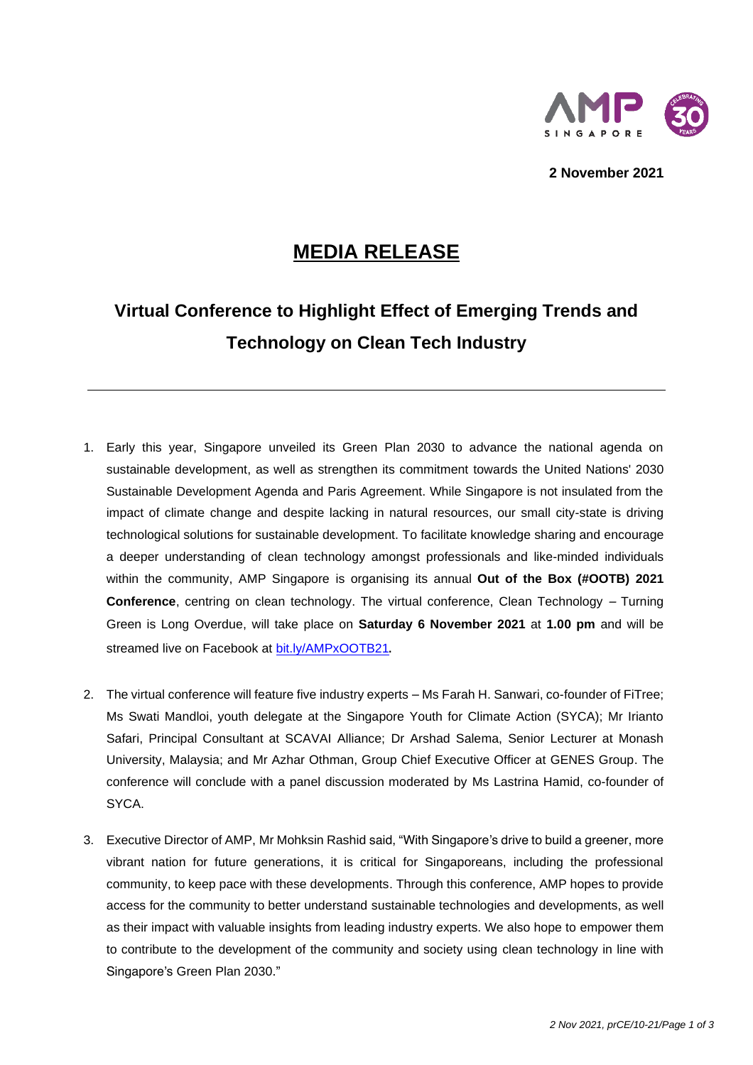**2 November 2021**

# MEDIA RELEASE

## Virtual Conference to Highlight Effect of Emerging Trends and Technology on Clean Tech Industry

---

1. Early this year, Singapore unveiled its Green Plan 2030 to advance the national agenda on sustainable development, as well as strengthen its commitment towards the United Nations' 2030 Sustainable Development Agenda and Paris Agreement. While Singapore is not insulated from the impact of climate change and despite lacking in natural resources, our small city-state is driving technological solutions for sustainable development. To facilitate knowledge sharing and encourage a deeper understanding of clean technology amongst professionals and like-minded individuals within the community, AMP Singapore is organising its annual **Out of the Box (#OOTB) 2021 Conference**, centring on clean technology. The virtual conference, Clean Technology – Turning Green is Long Overdue, will take place on **Saturday 6 November 2021** at **1.00 pm** and will be streamed live on Facebook at [bit.ly/AMPxOOTB21](bit.ly/AMPxOOTB21)**.**

2. The virtual conference will feature five industry experts – Ms Farah H. Sanwari, co-founder of FiTree; Ms Swati Mandloi, youth delegate at the Singapore Youth for Climate Action (SYCA); Mr Irianto Safari, Principal Consultant at SCAVAI Alliance; Dr Arshad Salema, Senior Lecturer at Monash University, Malaysia; and Mr Azhar Othman, Group Chief Executive Officer at GENES Group. The conference will conclude with a panel discussion moderated by Ms Lastrina Hamid, co-founder of SYCA.

3. Executive Director of AMP, Mr Mohksin Rashid said, "With Singapore's drive to build a greener, more vibrant nation for future generations, it is critical for Singaporeans, including the professional community, to keep pace with these developments. Through this conference, AMP hopes to provide access for the community to better understand sustainable technologies and developments, as well as their impact with valuable insights from leading industry experts. We also hope to empower them to contribute to the development of the community and society using clean technology in line with Singapore's Green Plan 2030."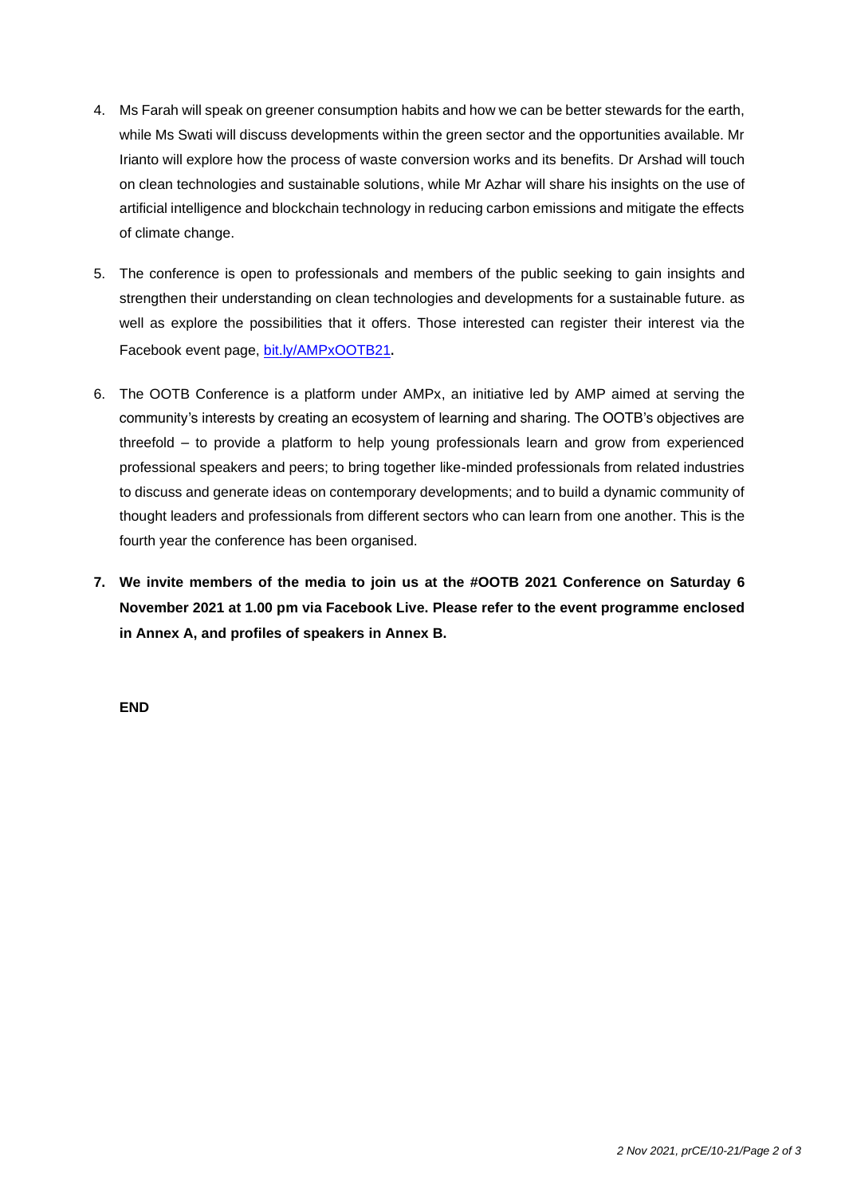4. Ms Farah will speak on greener consumption habits and how we can be better stewards for the earth, while Ms Swati will discuss developments within the green sector and the opportunities available. Mr Irianto will explore how the process of waste conversion works and its benefits. Dr Arshad will touch on clean technologies and sustainable solutions, while Mr Azhar will share his insights on the use of artificial intelligence and blockchain technology in reducing carbon emissions and mitigate the effects of climate change.

5. The conference is open to professionals and members of the public seeking to gain insights and strengthen their understanding on clean technologies and developments for a sustainable future. as well as explore the possibilities that it offers. Those interested can register their interest via the Facebook event page, [bit.ly/AMPxOOTB21](bit.ly/AMPxOOTB21).

6. The OOTB Conference is a platform under AMPx, an initiative led by AMP aimed at serving the community's interests by creating an ecosystem of learning and sharing. The OOTB's objectives are threefold – to provide a platform to help young professionals learn and grow from experienced professional speakers and peers; to bring together like-minded professionals from related industries to discuss and generate ideas on contemporary developments; and to build a dynamic community of thought leaders and professionals from different sectors who can learn from one another. This is the fourth year the conference has been organised.

7. **We invite members of the media to join us at the #OOTB 2021 Conference on Saturday 6 November 2021 at 1.00 pm via Facebook Live. Please refer to the event programme enclosed in Annex A, and profiles of speakers in Annex B.**

**END**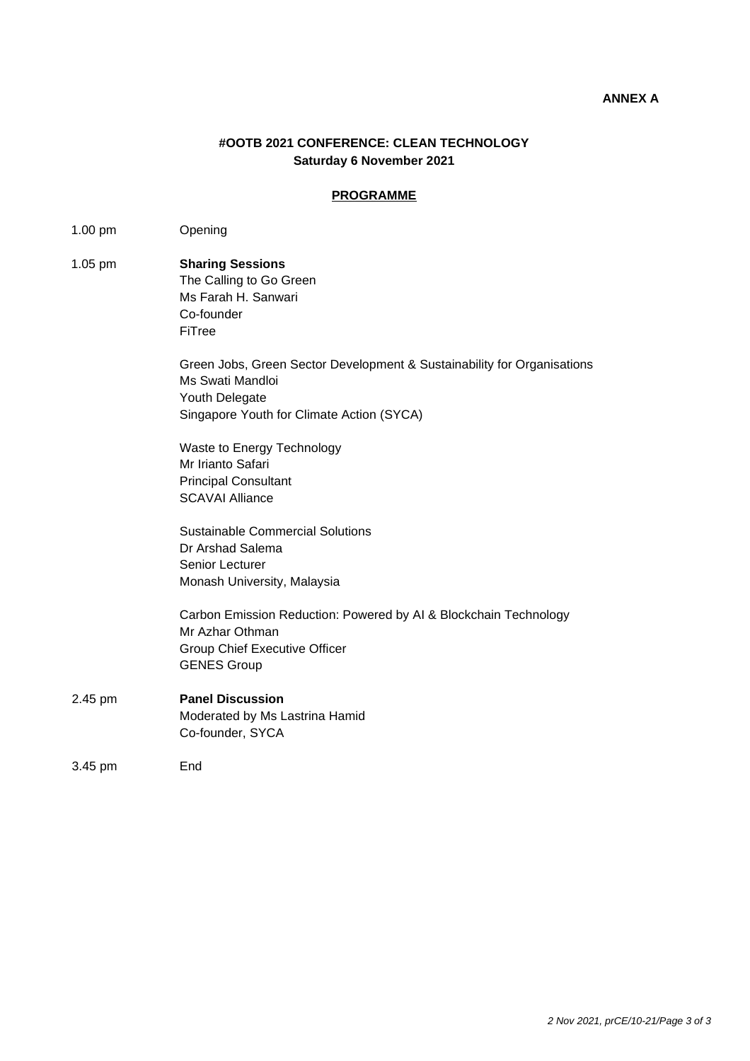**ANNEX A**

## #OOTB 2021 CONFERENCE: CLEAN TECHNOLOGY
**Saturday 6 November 2021**

### PROGRAMME

| | |
|---|---|
| 1.00 pm | Opening |
| 1.05 pm | **Sharing Sessions** |
| | The Calling to Go Green<br>Ms Farah H. Sanwari<br>Co-founder<br>FiTree |
| | Green Jobs, Green Sector Development & Sustainability for Organisations<br>Ms Swati Mandloi<br>Youth Delegate<br>Singapore Youth for Climate Action (SYCA) |
| | Waste to Energy Technology<br>Mr Irianto Safari<br>Principal Consultant<br>SCAVAI Alliance |
| | Sustainable Commercial Solutions<br>Dr Arshad Salema<br>Senior Lecturer<br>Monash University, Malaysia |
| | Carbon Emission Reduction: Powered by AI & Blockchain Technology<br>Mr Azhar Othman<br>Group Chief Executive Officer<br>GENES Group |
| 2.45 pm | **Panel Discussion**<br>Moderated by Ms Lastrina Hamid<br>Co-founder, SYCA |
| 3.45 pm | End |

*2 Nov 2021, prCE/10-21/Page 3 of 3*